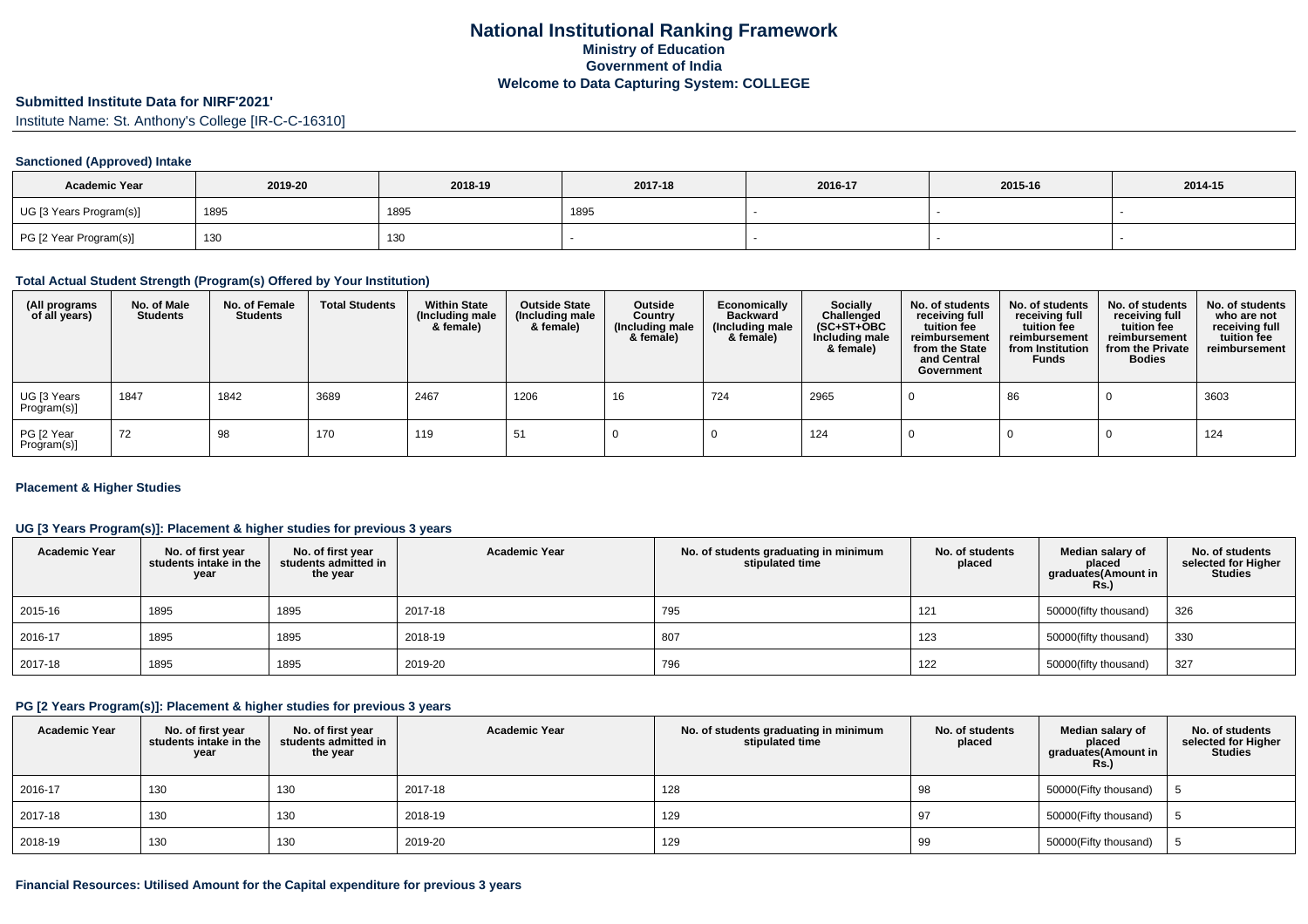# National Institutional Ranking Framework
## Ministry of Education
## Government of India
## Welcome to Data Capturing System: COLLEGE

### Submitted Institute Data for NIRF'2021'

Institute Name: St. Anthony's College [IR-C-C-16310]

#### Sanctioned (Approved) Intake

| Academic Year | 2019-20 | 2018-19 | 2017-18 | 2016-17 | 2015-16 | 2014-15 |
|---|---|---|---|---|---|---|
| UG [3 Years Program(s)] | 1895 | 1895 | 1895 | - | - | - |
| PG [2 Year Program(s)] | 130 | 130 | - | - | - | - |

#### Total Actual Student Strength (Program(s) Offered by Your Institution)

| (All programs of all years) | No. of Male Students | No. of Female Students | Total Students | Within State (Including male & female) | Outside State (Including male & female) | Outside Country (Including male & female) | Economically Backward (Including male & female) | Socially Challenged (SC+ST+OBC Including male & female) | No. of students receiving full tuition fee reimbursement from the State and Central Government | No. of students receiving full tuition fee reimbursement from Institution Funds | No. of students receiving full tuition fee reimbursement from the Private Bodies | No. of students who are not receiving full tuition fee reimbursement |
|---|---|---|---|---|---|---|---|---|---|---|---|---|
| UG [3 Years Program(s)] | 1847 | 1842 | 3689 | 2467 | 1206 | 16 | 724 | 2965 | 0 | 86 | 0 | 3603 |
| PG [2 Year Program(s)] | 72 | 98 | 170 | 119 | 51 | 0 | 0 | 124 | 0 | 0 | 0 | 124 |

#### Placement & Higher Studies

#### UG [3 Years Program(s)]: Placement & higher studies for previous 3 years

| Academic Year | No. of first year students intake in the year | No. of first year students admitted in the year | Academic Year | No. of students graduating in minimum stipulated time | No. of students placed | Median salary of placed graduates(Amount in Rs.) | No. of students selected for Higher Studies |
|---|---|---|---|---|---|---|---|
| 2015-16 | 1895 | 1895 | 2017-18 | 795 | 121 | 50000(fifty thousand) | 326 |
| 2016-17 | 1895 | 1895 | 2018-19 | 807 | 123 | 50000(fifty thousand) | 330 |
| 2017-18 | 1895 | 1895 | 2019-20 | 796 | 122 | 50000(fifty thousand) | 327 |

#### PG [2 Years Program(s)]: Placement & higher studies for previous 3 years

| Academic Year | No. of first year students intake in the year | No. of first year students admitted in the year | Academic Year | No. of students graduating in minimum stipulated time | No. of students placed | Median salary of placed graduates(Amount in Rs.) | No. of students selected for Higher Studies |
|---|---|---|---|---|---|---|---|
| 2016-17 | 130 | 130 | 2017-18 | 128 | 98 | 50000(Fifty thousand) | 5 |
| 2017-18 | 130 | 130 | 2018-19 | 129 | 97 | 50000(Fifty thousand) | 5 |
| 2018-19 | 130 | 130 | 2019-20 | 129 | 99 | 50000(Fifty thousand) | 5 |

#### Financial Resources: Utilised Amount for the Capital expenditure for previous 3 years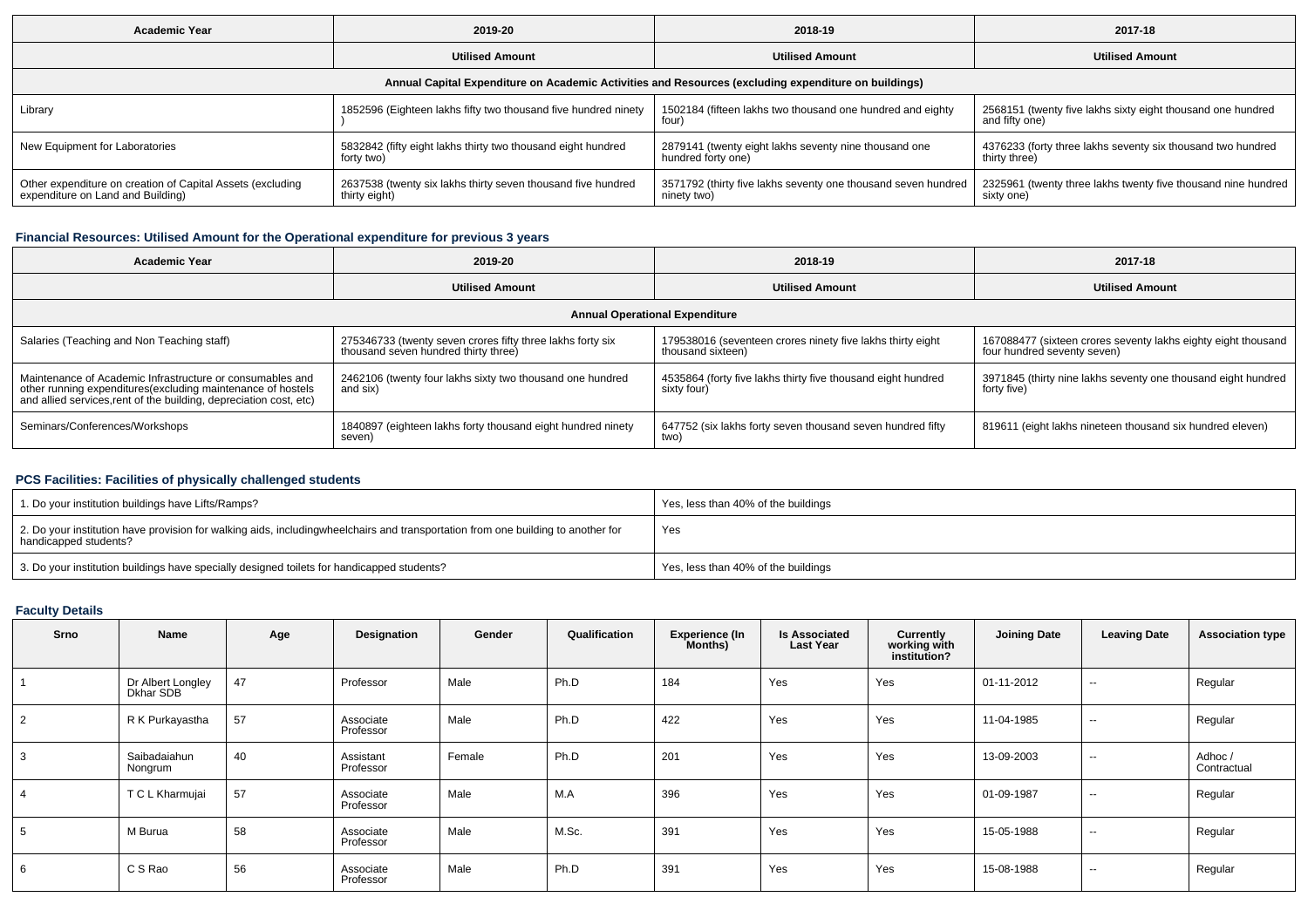| Academic Year | 2019-20 | 2018-19 | 2017-18 |
|---|---|---|---|
| | Utilised Amount | Utilised Amount | Utilised Amount |
| Annual Capital Expenditure on Academic Activities and Resources (excluding expenditure on buildings) | | | |
| Library | 1852596 (Eighteen lakhs fifty two thousand five hundred ninety ) | 1502184 (fifteen lakhs two thousand one hundred and eighty four) | 2568151 (twenty five lakhs sixty eight thousand one hundred and fifty one) |
| New Equipment for Laboratories | 5832842 (fifty eight lakhs thirty two thousand eight hundred forty two) | 2879141 (twenty eight lakhs seventy nine thousand one hundred forty one) | 4376233 (forty three lakhs seventy six thousand two hundred thirty three) |
| Other expenditure on creation of Capital Assets (excluding expenditure on Land and Building) | 2637538 (twenty six lakhs thirty seven thousand five hundred thirty eight) | 3571792 (thirty five lakhs seventy one thousand seven hundred ninety two) | 2325961 (twenty three lakhs twenty five thousand nine hundred sixty one) |

### Financial Resources: Utilised Amount for the Operational expenditure for previous 3 years

| Academic Year | 2019-20 | 2018-19 | 2017-18 |
|---|---|---|---|
| | Utilised Amount | Utilised Amount | Utilised Amount |
| Annual Operational Expenditure | | | |
| Salaries (Teaching and Non Teaching staff) | 275346733 (twenty seven crores fifty three lakhs forty six thousand seven hundred thirty three) | 179538016 (seventeen crores ninety five lakhs thirty eight thousand sixteen) | 167088477 (sixteen crores seventy lakhs eighty eight thousand four hundred seventy seven) |
| Maintenance of Academic Infrastructure or consumables and other running expenditures(excluding maintenance of hostels and allied services,rent of the building, depreciation cost, etc) | 2462106 (twenty four lakhs sixty two thousand one hundred and six) | 4535864 (forty five lakhs thirty five thousand eight hundred sixty four) | 3971845 (thirty nine lakhs seventy one thousand eight hundred forty five) |
| Seminars/Conferences/Workshops | 1840897 (eighteen lakhs forty thousand eight hundred ninety seven) | 647752 (six lakhs forty seven thousand seven hundred fifty two) | 819611 (eight lakhs nineteen thousand six hundred eleven) |

### PCS Facilities: Facilities of physically challenged students

| | |
|---|---|
| 1. Do your institution buildings have Lifts/Ramps? | Yes, less than 40% of the buildings |
| 2. Do your institution have provision for walking aids, includingwheelchairs and transportation from one building to another for handicapped students? | Yes |
| 3. Do your institution buildings have specially designed toilets for handicapped students? | Yes, less than 40% of the buildings |

### Faculty Details

| Srno | Name | Age | Designation | Gender | Qualification | Experience (In Months) | Is Associated Last Year | Currently working with institution? | Joining Date | Leaving Date | Association type |
|---|---|---|---|---|---|---|---|---|---|---|---|
| 1 | Dr Albert Longley Dkhar SDB | 47 | Professor | Male | Ph.D | 184 | Yes | Yes | 01-11-2012 | -- | Regular |
| 2 | R K Purkayastha | 57 | Associate Professor | Male | Ph.D | 422 | Yes | Yes | 11-04-1985 | -- | Regular |
| 3 | Saibadaiahun Nongrum | 40 | Assistant Professor | Female | Ph.D | 201 | Yes | Yes | 13-09-2003 | -- | Adhoc / Contractual |
| 4 | T C L Kharmujai | 57 | Associate Professor | Male | M.A | 396 | Yes | Yes | 01-09-1987 | -- | Regular |
| 5 | M Burua | 58 | Associate Professor | Male | M.Sc. | 391 | Yes | Yes | 15-05-1988 | -- | Regular |
| 6 | C S Rao | 56 | Associate Professor | Male | Ph.D | 391 | Yes | Yes | 15-08-1988 | -- | Regular |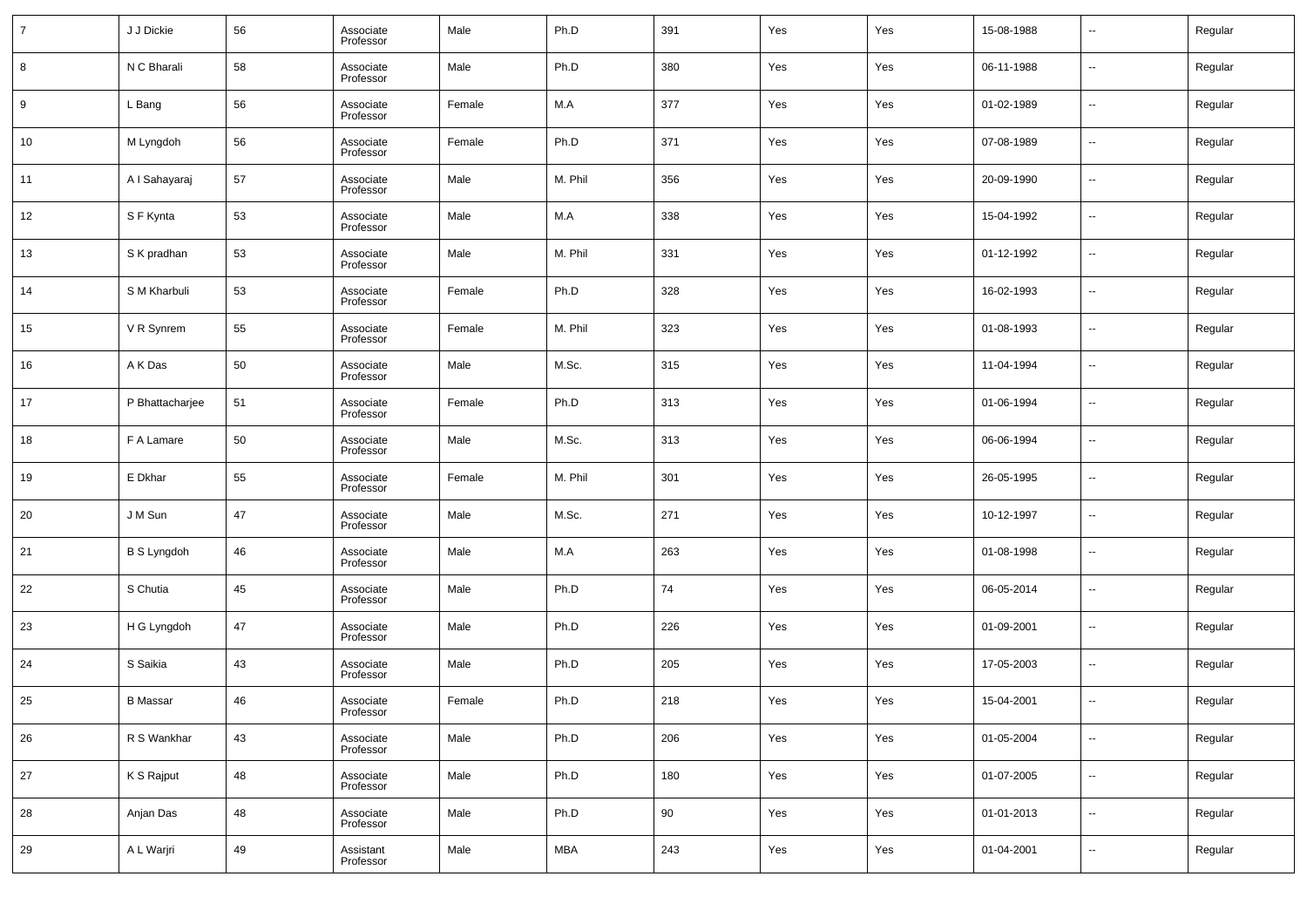| | | | | | | | | | | | |
|---|---|---|---|---|---|---|---|---|---|---|---|
| 7 | J J Dickie | 56 | Associate Professor | Male | Ph.D | 391 | Yes | Yes | 15-08-1988 | -- | Regular |
| 8 | N C Bharali | 58 | Associate Professor | Male | Ph.D | 380 | Yes | Yes | 06-11-1988 | -- | Regular |
| 9 | L Bang | 56 | Associate Professor | Female | M.A | 377 | Yes | Yes | 01-02-1989 | -- | Regular |
| 10 | M Lyngdoh | 56 | Associate Professor | Female | Ph.D | 371 | Yes | Yes | 07-08-1989 | -- | Regular |
| 11 | A I Sahayaraj | 57 | Associate Professor | Male | M. Phil | 356 | Yes | Yes | 20-09-1990 | -- | Regular |
| 12 | S F Kynta | 53 | Associate Professor | Male | M.A | 338 | Yes | Yes | 15-04-1992 | -- | Regular |
| 13 | S K pradhan | 53 | Associate Professor | Male | M. Phil | 331 | Yes | Yes | 01-12-1992 | -- | Regular |
| 14 | S M Kharbuli | 53 | Associate Professor | Female | Ph.D | 328 | Yes | Yes | 16-02-1993 | -- | Regular |
| 15 | V R Synrem | 55 | Associate Professor | Female | M. Phil | 323 | Yes | Yes | 01-08-1993 | -- | Regular |
| 16 | A K Das | 50 | Associate Professor | Male | M.Sc. | 315 | Yes | Yes | 11-04-1994 | -- | Regular |
| 17 | P Bhattacharjee | 51 | Associate Professor | Female | Ph.D | 313 | Yes | Yes | 01-06-1994 | -- | Regular |
| 18 | F A Lamare | 50 | Associate Professor | Male | M.Sc. | 313 | Yes | Yes | 06-06-1994 | -- | Regular |
| 19 | E Dkhar | 55 | Associate Professor | Female | M. Phil | 301 | Yes | Yes | 26-05-1995 | -- | Regular |
| 20 | J M Sun | 47 | Associate Professor | Male | M.Sc. | 271 | Yes | Yes | 10-12-1997 | -- | Regular |
| 21 | B S Lyngdoh | 46 | Associate Professor | Male | M.A | 263 | Yes | Yes | 01-08-1998 | -- | Regular |
| 22 | S Chutia | 45 | Associate Professor | Male | Ph.D | 74 | Yes | Yes | 06-05-2014 | -- | Regular |
| 23 | H G Lyngdoh | 47 | Associate Professor | Male | Ph.D | 226 | Yes | Yes | 01-09-2001 | -- | Regular |
| 24 | S Saikia | 43 | Associate Professor | Male | Ph.D | 205 | Yes | Yes | 17-05-2003 | -- | Regular |
| 25 | B Massar | 46 | Associate Professor | Female | Ph.D | 218 | Yes | Yes | 15-04-2001 | -- | Regular |
| 26 | R S Wankhar | 43 | Associate Professor | Male | Ph.D | 206 | Yes | Yes | 01-05-2004 | -- | Regular |
| 27 | K S Rajput | 48 | Associate Professor | Male | Ph.D | 180 | Yes | Yes | 01-07-2005 | -- | Regular |
| 28 | Anjan Das | 48 | Associate Professor | Male | Ph.D | 90 | Yes | Yes | 01-01-2013 | -- | Regular |
| 29 | A L Warjri | 49 | Assistant Professor | Male | MBA | 243 | Yes | Yes | 01-04-2001 | -- | Regular |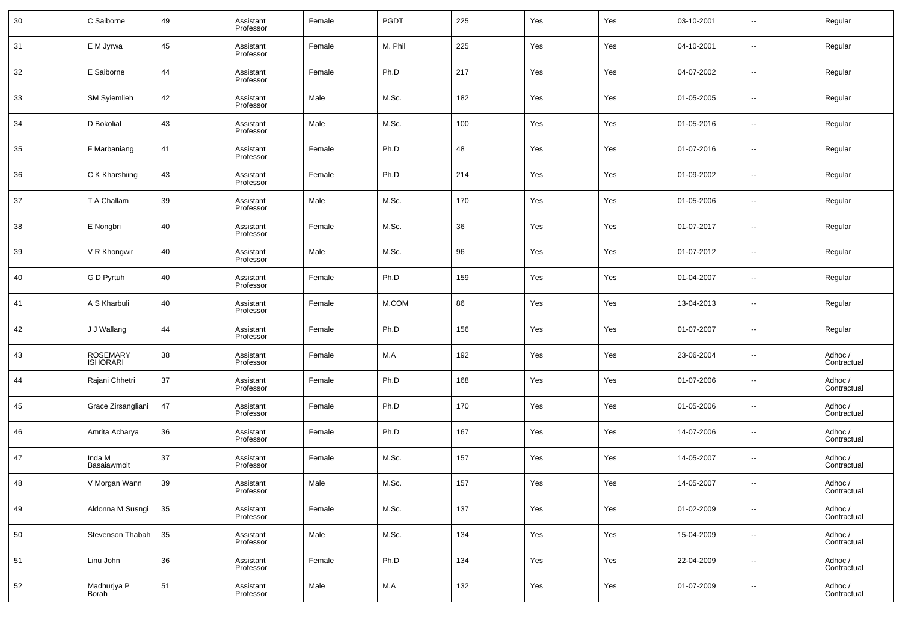| 30 | C Saiborne | 49 | Assistant Professor | Female | PGDT | 225 | Yes | Yes | 03-10-2001 | -- | Regular |
|---|---|---|---|---|---|---|---|---|---|---|---|
| 31 | E M Jyrwa | 45 | Assistant Professor | Female | M. Phil | 225 | Yes | Yes | 04-10-2001 | -- | Regular |
| 32 | E Saiborne | 44 | Assistant Professor | Female | Ph.D | 217 | Yes | Yes | 04-07-2002 | -- | Regular |
| 33 | SM Syiemlieh | 42 | Assistant Professor | Male | M.Sc. | 182 | Yes | Yes | 01-05-2005 | -- | Regular |
| 34 | D Bokolial | 43 | Assistant Professor | Male | M.Sc. | 100 | Yes | Yes | 01-05-2016 | -- | Regular |
| 35 | F Marbaniang | 41 | Assistant Professor | Female | Ph.D | 48 | Yes | Yes | 01-07-2016 | -- | Regular |
| 36 | C K Kharshiing | 43 | Assistant Professor | Female | Ph.D | 214 | Yes | Yes | 01-09-2002 | -- | Regular |
| 37 | T A Challam | 39 | Assistant Professor | Male | M.Sc. | 170 | Yes | Yes | 01-05-2006 | -- | Regular |
| 38 | E Nongbri | 40 | Assistant Professor | Female | M.Sc. | 36 | Yes | Yes | 01-07-2017 | -- | Regular |
| 39 | V R Khongwir | 40 | Assistant Professor | Male | M.Sc. | 96 | Yes | Yes | 01-07-2012 | -- | Regular |
| 40 | G D Pyrtuh | 40 | Assistant Professor | Female | Ph.D | 159 | Yes | Yes | 01-04-2007 | -- | Regular |
| 41 | A S Kharbuli | 40 | Assistant Professor | Female | M.COM | 86 | Yes | Yes | 13-04-2013 | -- | Regular |
| 42 | J J Wallang | 44 | Assistant Professor | Female | Ph.D | 156 | Yes | Yes | 01-07-2007 | -- | Regular |
| 43 | ROSEMARY ISHORARI | 38 | Assistant Professor | Female | M.A | 192 | Yes | Yes | 23-06-2004 | -- | Adhoc / Contractual |
| 44 | Rajani Chhetri | 37 | Assistant Professor | Female | Ph.D | 168 | Yes | Yes | 01-07-2006 | -- | Adhoc / Contractual |
| 45 | Grace Zirsangliani | 47 | Assistant Professor | Female | Ph.D | 170 | Yes | Yes | 01-05-2006 | -- | Adhoc / Contractual |
| 46 | Amrita Acharya | 36 | Assistant Professor | Female | Ph.D | 167 | Yes | Yes | 14-07-2006 | -- | Adhoc / Contractual |
| 47 | Inda M Basaiawmoit | 37 | Assistant Professor | Female | M.Sc. | 157 | Yes | Yes | 14-05-2007 | -- | Adhoc / Contractual |
| 48 | V Morgan Wann | 39 | Assistant Professor | Male | M.Sc. | 157 | Yes | Yes | 14-05-2007 | -- | Adhoc / Contractual |
| 49 | Aldonna M Susngi | 35 | Assistant Professor | Female | M.Sc. | 137 | Yes | Yes | 01-02-2009 | -- | Adhoc / Contractual |
| 50 | Stevenson Thabah | 35 | Assistant Professor | Male | M.Sc. | 134 | Yes | Yes | 15-04-2009 | -- | Adhoc / Contractual |
| 51 | Linu John | 36 | Assistant Professor | Female | Ph.D | 134 | Yes | Yes | 22-04-2009 | -- | Adhoc / Contractual |
| 52 | Madhurjya P Borah | 51 | Assistant Professor | Male | M.A | 132 | Yes | Yes | 01-07-2009 | -- | Adhoc / Contractual |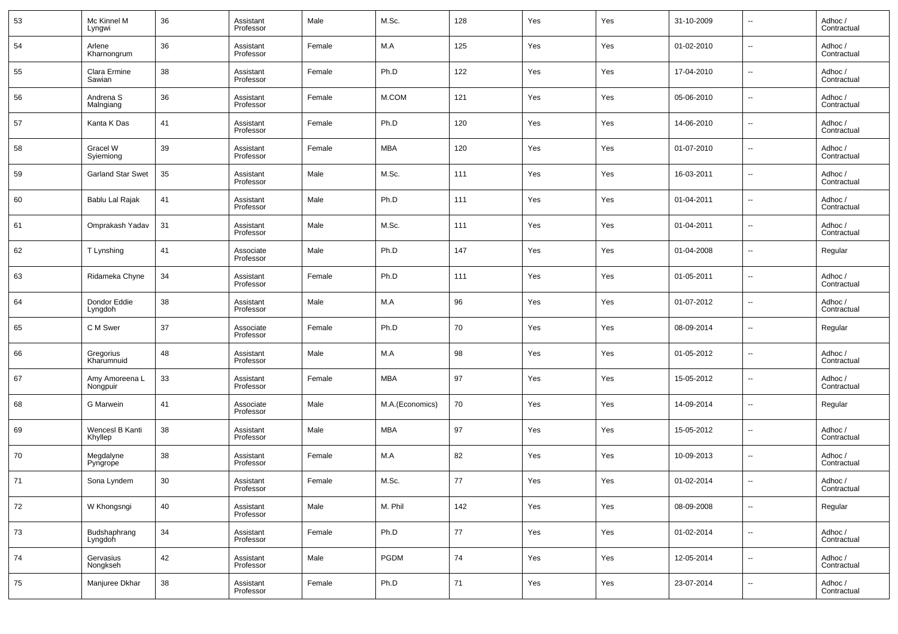| 53 | Mc Kinnel M Lyngwi | 36 | Assistant Professor | Male | M.Sc. | 128 | Yes | Yes | 31-10-2009 | -- | Adhoc / Contractual |
|---|---|---|---|---|---|---|---|---|---|---|---|
| 54 | Arlene Kharnongrum | 36 | Assistant Professor | Female | M.A | 125 | Yes | Yes | 01-02-2010 | -- | Adhoc / Contractual |
| 55 | Clara Ermine Sawian | 38 | Assistant Professor | Female | Ph.D | 122 | Yes | Yes | 17-04-2010 | -- | Adhoc / Contractual |
| 56 | Andrena S Malngiang | 36 | Assistant Professor | Female | M.COM | 121 | Yes | Yes | 05-06-2010 | -- | Adhoc / Contractual |
| 57 | Kanta K Das | 41 | Assistant Professor | Female | Ph.D | 120 | Yes | Yes | 14-06-2010 | -- | Adhoc / Contractual |
| 58 | Gracel W Syiemiong | 39 | Assistant Professor | Female | MBA | 120 | Yes | Yes | 01-07-2010 | -- | Adhoc / Contractual |
| 59 | Garland Star Swet | 35 | Assistant Professor | Male | M.Sc. | 111 | Yes | Yes | 16-03-2011 | -- | Adhoc / Contractual |
| 60 | Bablu Lal Rajak | 41 | Assistant Professor | Male | Ph.D | 111 | Yes | Yes | 01-04-2011 | -- | Adhoc / Contractual |
| 61 | Omprakash Yadav | 31 | Assistant Professor | Male | M.Sc. | 111 | Yes | Yes | 01-04-2011 | -- | Adhoc / Contractual |
| 62 | T Lynshing | 41 | Associate Professor | Male | Ph.D | 147 | Yes | Yes | 01-04-2008 | -- | Regular |
| 63 | Ridameka Chyne | 34 | Assistant Professor | Female | Ph.D | 111 | Yes | Yes | 01-05-2011 | -- | Adhoc / Contractual |
| 64 | Dondor Eddie Lyngdoh | 38 | Assistant Professor | Male | M.A | 96 | Yes | Yes | 01-07-2012 | -- | Adhoc / Contractual |
| 65 | C M Swer | 37 | Associate Professor | Female | Ph.D | 70 | Yes | Yes | 08-09-2014 | -- | Regular |
| 66 | Gregorius Kharumnuid | 48 | Assistant Professor | Male | M.A | 98 | Yes | Yes | 01-05-2012 | -- | Adhoc / Contractual |
| 67 | Amy Amoreena L Nongpuir | 33 | Assistant Professor | Female | MBA | 97 | Yes | Yes | 15-05-2012 | -- | Adhoc / Contractual |
| 68 | G Marwein | 41 | Associate Professor | Male | M.A.(Economics) | 70 | Yes | Yes | 14-09-2014 | -- | Regular |
| 69 | Wencesl B Kanti Khyllep | 38 | Assistant Professor | Male | MBA | 97 | Yes | Yes | 15-05-2012 | -- | Adhoc / Contractual |
| 70 | Megdalyne Pyngrope | 38 | Assistant Professor | Female | M.A | 82 | Yes | Yes | 10-09-2013 | -- | Adhoc / Contractual |
| 71 | Sona Lyndem | 30 | Assistant Professor | Female | M.Sc. | 77 | Yes | Yes | 01-02-2014 | -- | Adhoc / Contractual |
| 72 | W Khongsngi | 40 | Assistant Professor | Male | M. Phil | 142 | Yes | Yes | 08-09-2008 | -- | Regular |
| 73 | Budshaphrang Lyngdoh | 34 | Assistant Professor | Female | Ph.D | 77 | Yes | Yes | 01-02-2014 | -- | Adhoc / Contractual |
| 74 | Gervasius Nongkseh | 42 | Assistant Professor | Male | PGDM | 74 | Yes | Yes | 12-05-2014 | -- | Adhoc / Contractual |
| 75 | Manjuree Dkhar | 38 | Assistant Professor | Female | Ph.D | 71 | Yes | Yes | 23-07-2014 | -- | Adhoc / Contractual |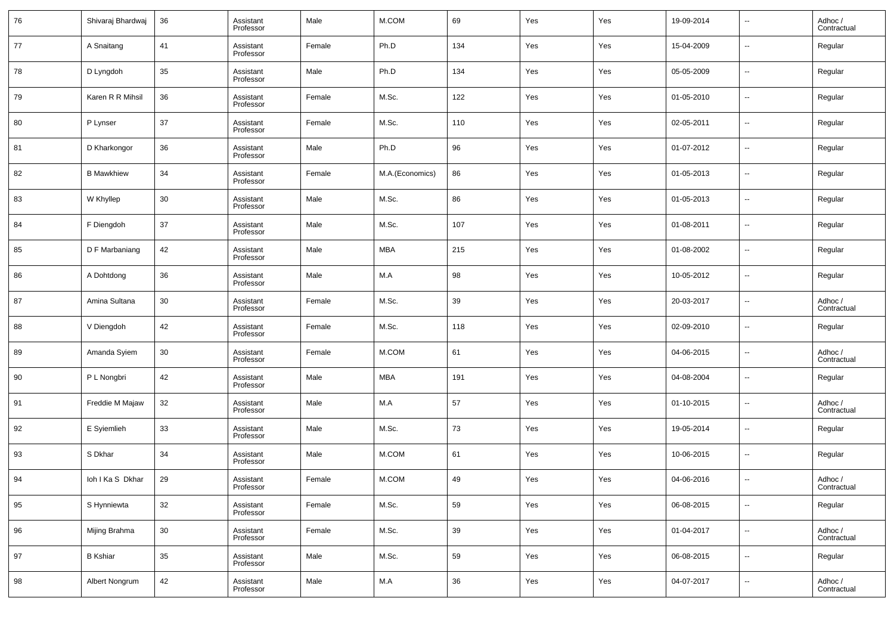| 76 | Shivaraj Bhardwaj | 36 | Assistant Professor | Male | M.COM | 69 | Yes | Yes | 19-09-2014 | -- | Adhoc / Contractual |
|---|---|---|---|---|---|---|---|---|---|---|---|
| 77 | A Snaitang | 41 | Assistant Professor | Female | Ph.D | 134 | Yes | Yes | 15-04-2009 | -- | Regular |
| 78 | D Lyngdoh | 35 | Assistant Professor | Male | Ph.D | 134 | Yes | Yes | 05-05-2009 | -- | Regular |
| 79 | Karen R R Mihsil | 36 | Assistant Professor | Female | M.Sc. | 122 | Yes | Yes | 01-05-2010 | -- | Regular |
| 80 | P Lynser | 37 | Assistant Professor | Female | M.Sc. | 110 | Yes | Yes | 02-05-2011 | -- | Regular |
| 81 | D Kharkongor | 36 | Assistant Professor | Male | Ph.D | 96 | Yes | Yes | 01-07-2012 | -- | Regular |
| 82 | B Mawkhiew | 34 | Assistant Professor | Female | M.A.(Economics) | 86 | Yes | Yes | 01-05-2013 | -- | Regular |
| 83 | W Khyllep | 30 | Assistant Professor | Male | M.Sc. | 86 | Yes | Yes | 01-05-2013 | -- | Regular |
| 84 | F Diengdoh | 37 | Assistant Professor | Male | M.Sc. | 107 | Yes | Yes | 01-08-2011 | -- | Regular |
| 85 | D F Marbaniang | 42 | Assistant Professor | Male | MBA | 215 | Yes | Yes | 01-08-2002 | -- | Regular |
| 86 | A Dohtdong | 36 | Assistant Professor | Male | M.A | 98 | Yes | Yes | 10-05-2012 | -- | Regular |
| 87 | Amina Sultana | 30 | Assistant Professor | Female | M.Sc. | 39 | Yes | Yes | 20-03-2017 | -- | Adhoc / Contractual |
| 88 | V Diengdoh | 42 | Assistant Professor | Female | M.Sc. | 118 | Yes | Yes | 02-09-2010 | -- | Regular |
| 89 | Amanda Syiem | 30 | Assistant Professor | Female | M.COM | 61 | Yes | Yes | 04-06-2015 | -- | Adhoc / Contractual |
| 90 | P L Nongbri | 42 | Assistant Professor | Male | MBA | 191 | Yes | Yes | 04-08-2004 | -- | Regular |
| 91 | Freddie M Majaw | 32 | Assistant Professor | Male | M.A | 57 | Yes | Yes | 01-10-2015 | -- | Adhoc / Contractual |
| 92 | E Syiemlieh | 33 | Assistant Professor | Male | M.Sc. | 73 | Yes | Yes | 19-05-2014 | -- | Regular |
| 93 | S Dkhar | 34 | Assistant Professor | Male | M.COM | 61 | Yes | Yes | 10-06-2015 | -- | Regular |
| 94 | Ioh I Ka S Dkhar | 29 | Assistant Professor | Female | M.COM | 49 | Yes | Yes | 04-06-2016 | -- | Adhoc / Contractual |
| 95 | S Hynniewta | 32 | Assistant Professor | Female | M.Sc. | 59 | Yes | Yes | 06-08-2015 | -- | Regular |
| 96 | Mijing Brahma | 30 | Assistant Professor | Female | M.Sc. | 39 | Yes | Yes | 01-04-2017 | -- | Adhoc / Contractual |
| 97 | B Kshiar | 35 | Assistant Professor | Male | M.Sc. | 59 | Yes | Yes | 06-08-2015 | -- | Regular |
| 98 | Albert Nongrum | 42 | Assistant Professor | Male | M.A | 36 | Yes | Yes | 04-07-2017 | -- | Adhoc / Contractual |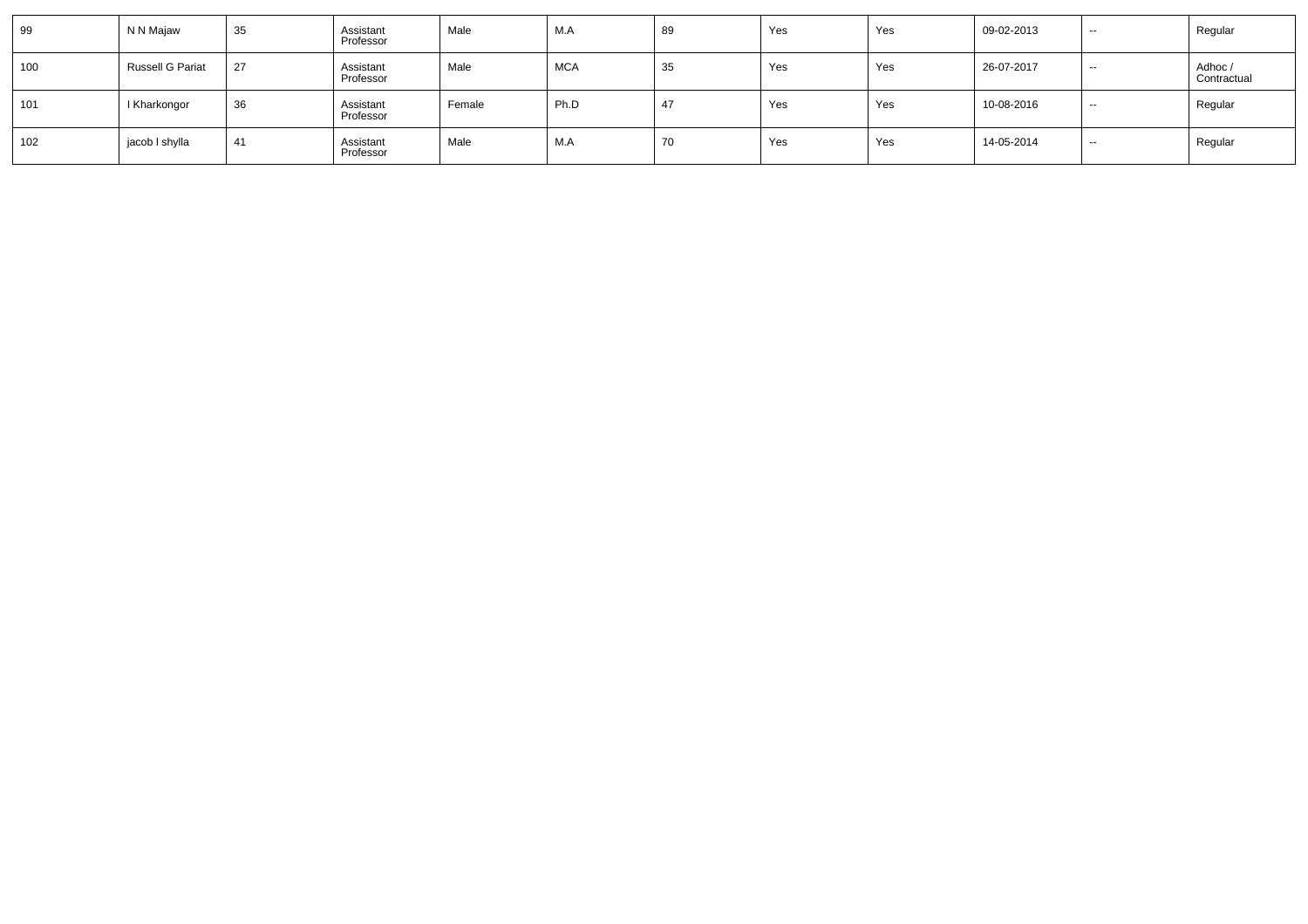| | | | | | | | | | | | |
|---|---|---|---|---|---|---|---|---|---|---|---|
| 99 | N N Majaw | 35 | Assistant Professor | Male | M.A | 89 | Yes | Yes | 09-02-2013 | -- | Regular |
| 100 | Russell G Pariat | 27 | Assistant Professor | Male | MCA | 35 | Yes | Yes | 26-07-2017 | -- | Adhoc / Contractual |
| 101 | I Kharkongor | 36 | Assistant Professor | Female | Ph.D | 47 | Yes | Yes | 10-08-2016 | -- | Regular |
| 102 | jacob l shylla | 41 | Assistant Professor | Male | M.A | 70 | Yes | Yes | 14-05-2014 | -- | Regular |